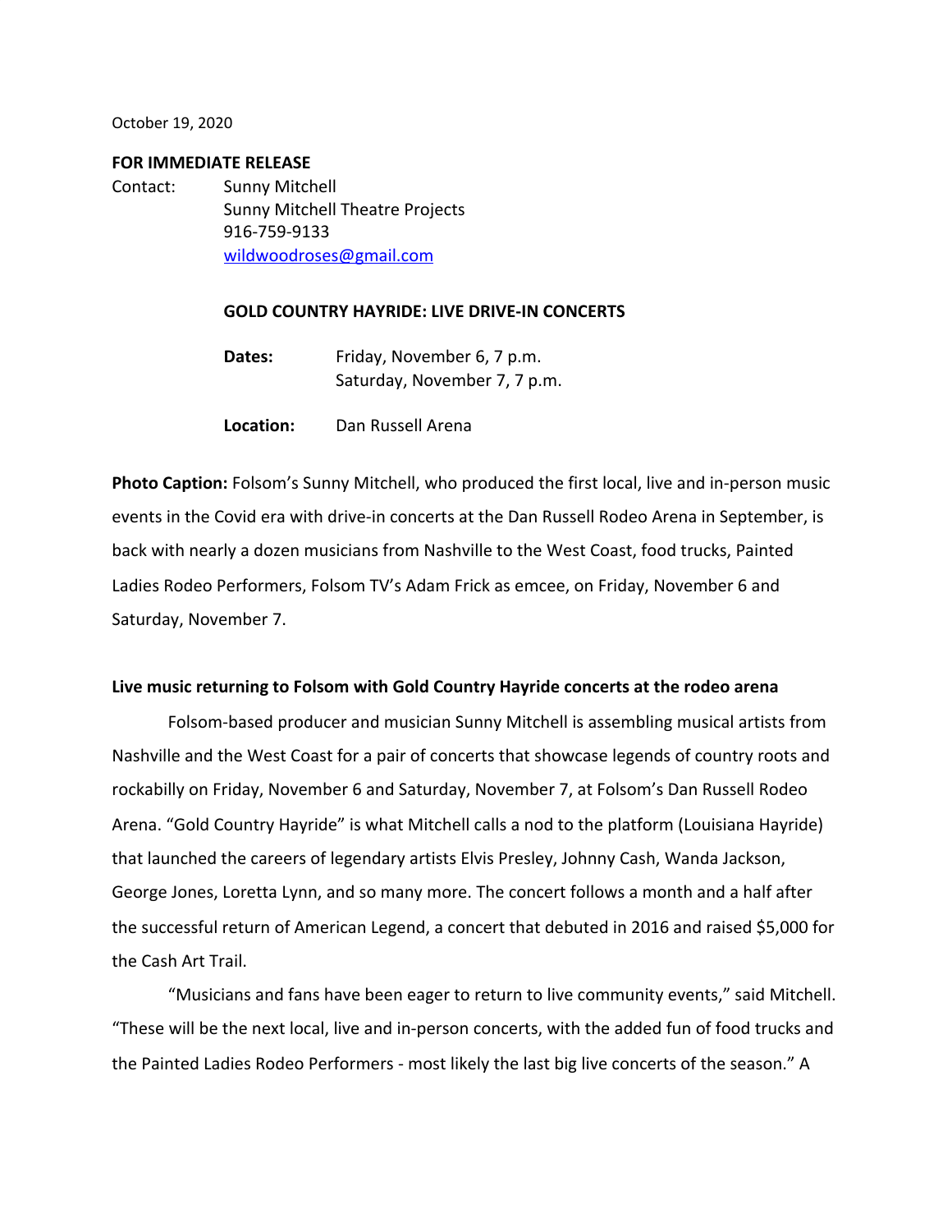October 19, 2020

**FOR IMMEDIATE RELEASE**

Contact: Sunny Mitchell
Sunny Mitchell Theatre Projects
916-759-9133
wildwoodroses@gmail.com

**GOLD COUNTRY HAYRIDE: LIVE DRIVE-IN CONCERTS**

**Dates:** Friday, November 6, 7 p.m.
Saturday, November 7, 7 p.m.

**Location:** Dan Russell Arena

**Photo Caption:** Folsom's Sunny Mitchell, who produced the first local, live and in-person music events in the Covid era with drive-in concerts at the Dan Russell Rodeo Arena in September, is back with nearly a dozen musicians from Nashville to the West Coast, food trucks, Painted Ladies Rodeo Performers, Folsom TV's Adam Frick as emcee, on Friday, November 6 and Saturday, November 7.

**Live music returning to Folsom with Gold Country Hayride concerts at the rodeo arena**

Folsom-based producer and musician Sunny Mitchell is assembling musical artists from Nashville and the West Coast for a pair of concerts that showcase legends of country roots and rockabilly on Friday, November 6 and Saturday, November 7, at Folsom's Dan Russell Rodeo Arena. "Gold Country Hayride" is what Mitchell calls a nod to the platform (Louisiana Hayride) that launched the careers of legendary artists Elvis Presley, Johnny Cash, Wanda Jackson, George Jones, Loretta Lynn, and so many more. The concert follows a month and a half after the successful return of American Legend, a concert that debuted in 2016 and raised $5,000 for the Cash Art Trail.

"Musicians and fans have been eager to return to live community events," said Mitchell. "These will be the next local, live and in-person concerts, with the added fun of food trucks and the Painted Ladies Rodeo Performers - most likely the last big live concerts of the season." A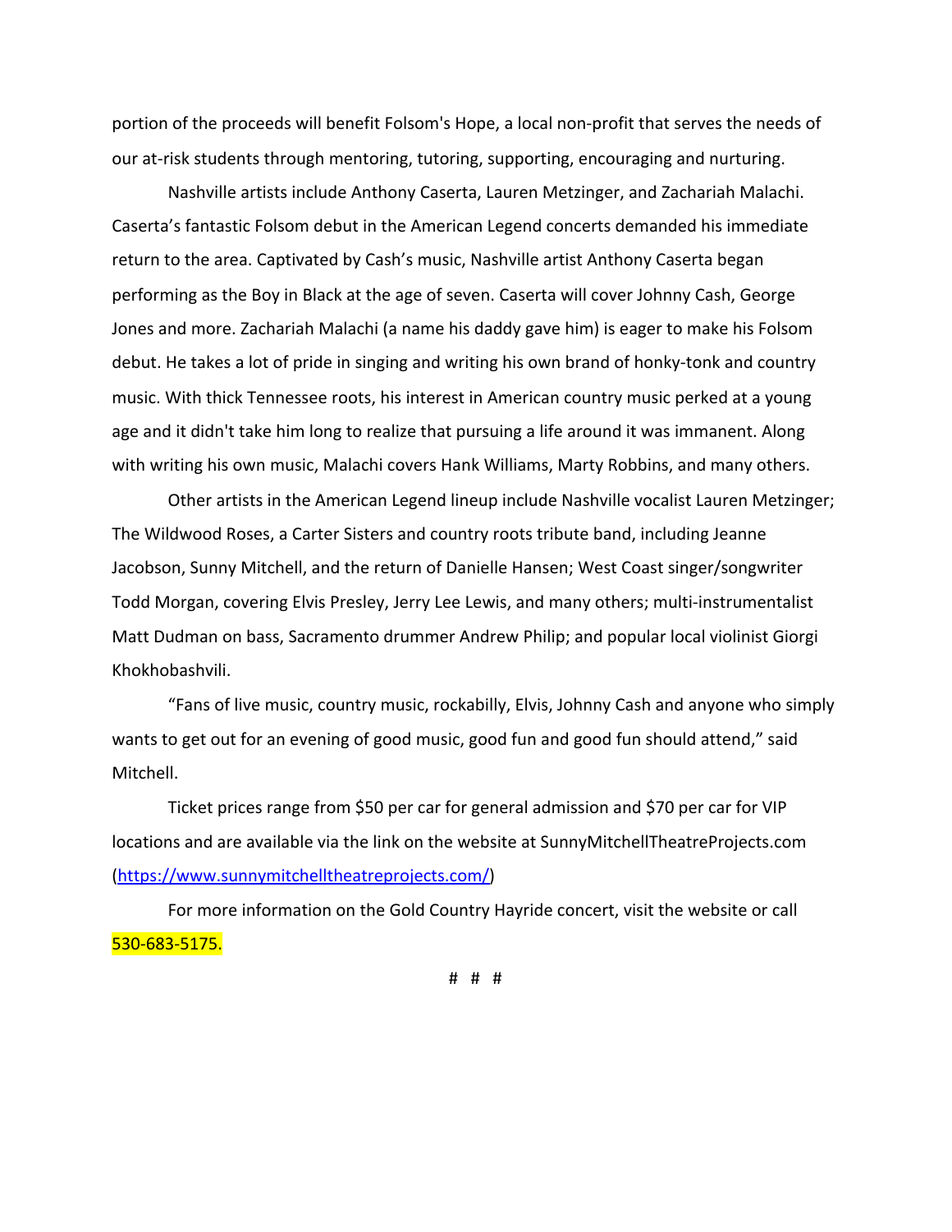portion of the proceeds will benefit Folsom's Hope, a local non-profit that serves the needs of our at-risk students through mentoring, tutoring, supporting, encouraging and nurturing.

Nashville artists include Anthony Caserta, Lauren Metzinger, and Zachariah Malachi. Caserta's fantastic Folsom debut in the American Legend concerts demanded his immediate return to the area. Captivated by Cash's music, Nashville artist Anthony Caserta began performing as the Boy in Black at the age of seven. Caserta will cover Johnny Cash, George Jones and more. Zachariah Malachi (a name his daddy gave him) is eager to make his Folsom debut. He takes a lot of pride in singing and writing his own brand of honky-tonk and country music. With thick Tennessee roots, his interest in American country music perked at a young age and it didn't take him long to realize that pursuing a life around it was immanent. Along with writing his own music, Malachi covers Hank Williams, Marty Robbins, and many others.

Other artists in the American Legend lineup include Nashville vocalist Lauren Metzinger; The Wildwood Roses, a Carter Sisters and country roots tribute band, including Jeanne Jacobson, Sunny Mitchell, and the return of Danielle Hansen; West Coast singer/songwriter Todd Morgan, covering Elvis Presley, Jerry Lee Lewis, and many others; multi-instrumentalist Matt Dudman on bass, Sacramento drummer Andrew Philip; and popular local violinist Giorgi Khokhobashvili.

"Fans of live music, country music, rockabilly, Elvis, Johnny Cash and anyone who simply wants to get out for an evening of good music, good fun and good fun should attend," said Mitchell.

Ticket prices range from $50 per car for general admission and $70 per car for VIP locations and are available via the link on the website at SunnyMitchellTheatreProjects.com (https://www.sunnymitchelltheatreprojects.com/)

For more information on the Gold Country Hayride concert, visit the website or call 530-683-5175.

# # #